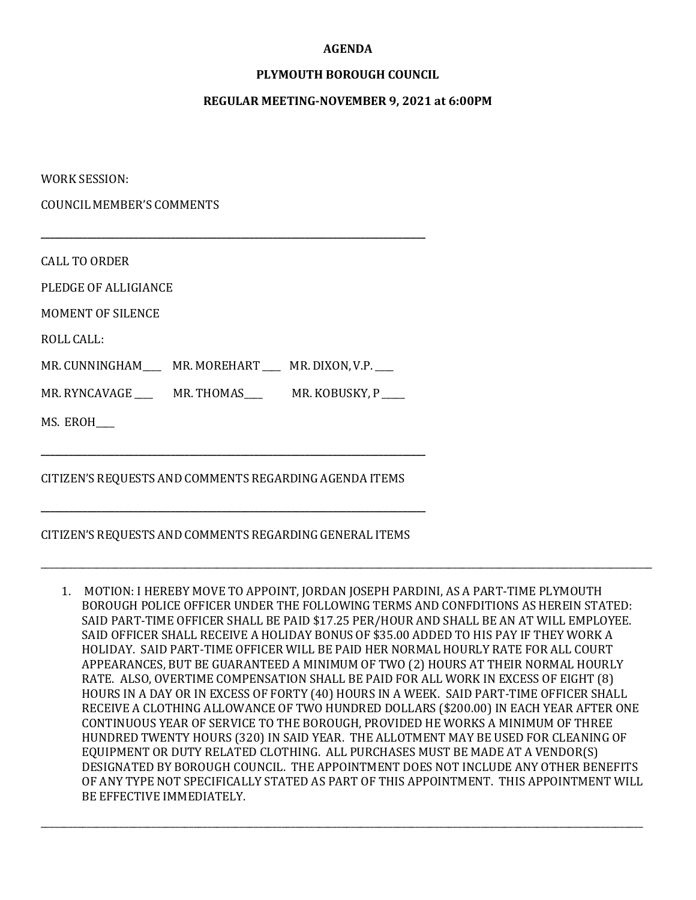**AGENDA**

**PLYMOUTH BOROUGH COUNCIL**

**REGULAR MEETING-NOVEMBER 9, 2021 at 6:00PM**

WORK SESSION:

COUNCIL MEMBER'S COMMENTS

---

CALL TO ORDER

PLEDGE OF ALLIGIANCE

MOMENT OF SILENCE

ROLL CALL:

MR. CUNNINGHAM____ MR. MOREHART ____ MR. DIXON, V.P. ____

MR. RYNCAVAGE ____ MR. THOMAS____ MR. KOBUSKY, P _____

MS. EROH____

---

CITIZEN'S REQUESTS AND COMMENTS REGARDING AGENDA ITEMS

---

CITIZEN'S REQUESTS AND COMMENTS REGARDING GENERAL ITEMS

---

1. MOTION: I HEREBY MOVE TO APPOINT, JORDAN JOSEPH PARDINI, AS A PART-TIME PLYMOUTH BOROUGH POLICE OFFICER UNDER THE FOLLOWING TERMS AND CONFDITIONS AS HEREIN STATED: SAID PART-TIME OFFICER SHALL BE PAID $17.25 PER/HOUR AND SHALL BE AN AT WILL EMPLOYEE. SAID OFFICER SHALL RECEIVE A HOLIDAY BONUS OF $35.00 ADDED TO HIS PAY IF THEY WORK A HOLIDAY. SAID PART-TIME OFFICER WILL BE PAID HER NORMAL HOURLY RATE FOR ALL COURT APPEARANCES, BUT BE GUARANTEED A MINIMUM OF TWO (2) HOURS AT THEIR NORMAL HOURLY RATE. ALSO, OVERTIME COMPENSATION SHALL BE PAID FOR ALL WORK IN EXCESS OF EIGHT (8) HOURS IN A DAY OR IN EXCESS OF FORTY (40) HOURS IN A WEEK. SAID PART-TIME OFFICER SHALL RECEIVE A CLOTHING ALLOWANCE OF TWO HUNDRED DOLLARS ($200.00) IN EACH YEAR AFTER ONE CONTINUOUS YEAR OF SERVICE TO THE BOROUGH, PROVIDED HE WORKS A MINIMUM OF THREE HUNDRED TWENTY HOURS (320) IN SAID YEAR. THE ALLOTMENT MAY BE USED FOR CLEANING OF EQUIPMENT OR DUTY RELATED CLOTHING. ALL PURCHASES MUST BE MADE AT A VENDOR(S) DESIGNATED BY BOROUGH COUNCIL. THE APPOINTMENT DOES NOT INCLUDE ANY OTHER BENEFITS OF ANY TYPE NOT SPECIFICALLY STATED AS PART OF THIS APPOINTMENT. THIS APPOINTMENT WILL BE EFFECTIVE IMMEDIATELY.

---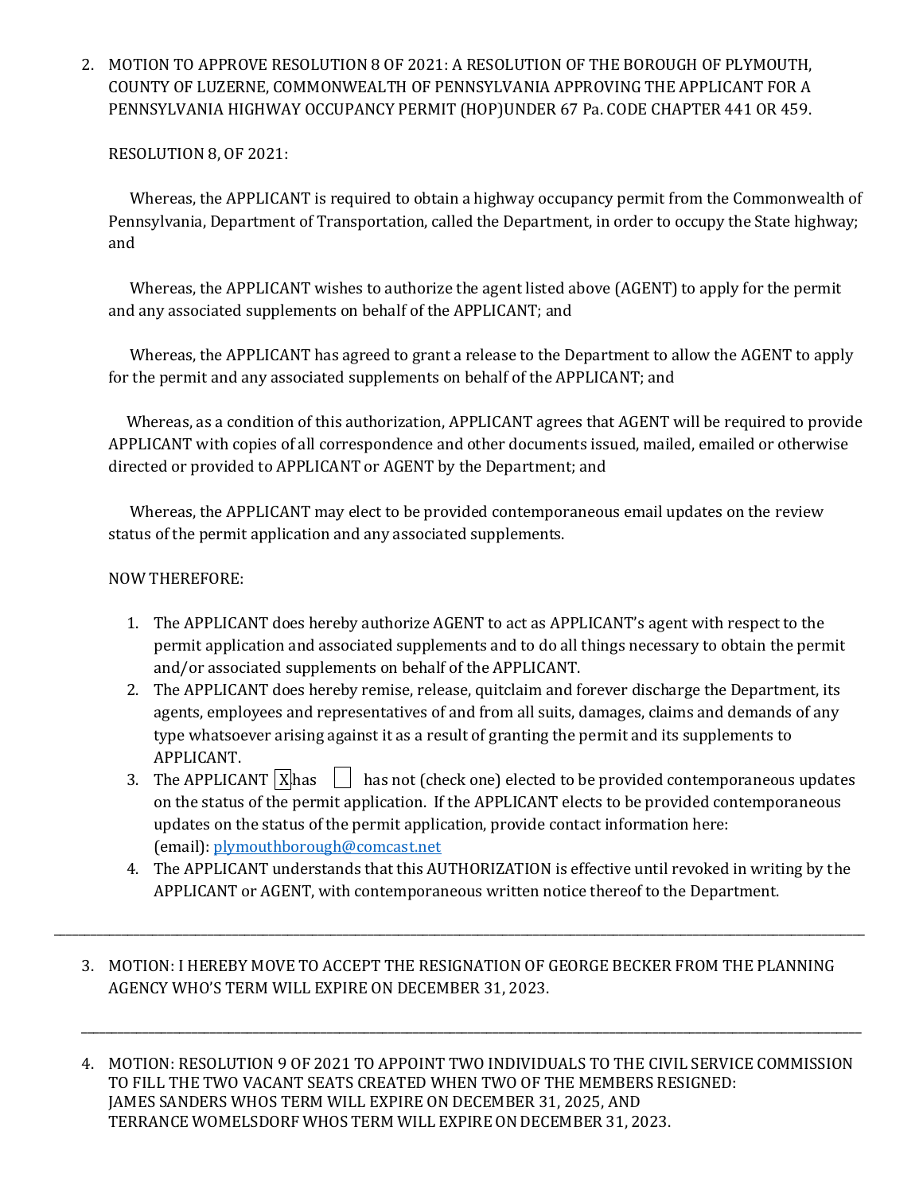2. MOTION TO APPROVE RESOLUTION 8 OF 2021: A RESOLUTION OF THE BOROUGH OF PLYMOUTH, COUNTY OF LUZERNE, COMMONWEALTH OF PENNSYLVANIA APPROVING THE APPLICANT FOR A PENNSYLVANIA HIGHWAY OCCUPANCY PERMIT (HOP)UNDER 67 Pa. CODE CHAPTER 441 OR 459.

   RESOLUTION 8, OF 2021:

   Whereas, the APPLICANT is required to obtain a highway occupancy permit from the Commonwealth of Pennsylvania, Department of Transportation, called the Department, in order to occupy the State highway; and

   Whereas, the APPLICANT wishes to authorize the agent listed above (AGENT) to apply for the permit and any associated supplements on behalf of the APPLICANT; and

   Whereas, the APPLICANT has agreed to grant a release to the Department to allow the AGENT to apply for the permit and any associated supplements on behalf of the APPLICANT; and

   Whereas, as a condition of this authorization, APPLICANT agrees that AGENT will be required to provide APPLICANT with copies of all correspondence and other documents issued, mailed, emailed or otherwise directed or provided to APPLICANT or AGENT by the Department; and

   Whereas, the APPLICANT may elect to be provided contemporaneous email updates on the review status of the permit application and any associated supplements.

   NOW THEREFORE:

   1. The APPLICANT does hereby authorize AGENT to act as APPLICANT's agent with respect to the permit application and associated supplements and to do all things necessary to obtain the permit and/or associated supplements on behalf of the APPLICANT.
   2. The APPLICANT does hereby remise, release, quitclaim and forever discharge the Department, its agents, employees and representatives of and from all suits, damages, claims and demands of any type whatsoever arising against it as a result of granting the permit and its supplements to APPLICANT.
   3. The APPLICANT [X] has [ ] has not (check one) elected to be provided contemporaneous updates on the status of the permit application. If the APPLICANT elects to be provided contemporaneous updates on the status of the permit application, provide contact information here: (email): plymouthborough@comcast.net
   4. The APPLICANT understands that this AUTHORIZATION is effective until revoked in writing by the APPLICANT or AGENT, with contemporaneous written notice thereof to the Department.

---

3. MOTION: I HEREBY MOVE TO ACCEPT THE RESIGNATION OF GEORGE BECKER FROM THE PLANNING AGENCY WHO'S TERM WILL EXPIRE ON DECEMBER 31, 2023.

---

4. MOTION: RESOLUTION 9 OF 2021 TO APPOINT TWO INDIVIDUALS TO THE CIVIL SERVICE COMMISSION TO FILL THE TWO VACANT SEATS CREATED WHEN TWO OF THE MEMBERS RESIGNED:
   JAMES SANDERS WHOS TERM WILL EXPIRE ON DECEMBER 31, 2025, AND
   TERRANCE WOMELSDORF WHOS TERM WILL EXPIRE ON DECEMBER 31, 2023.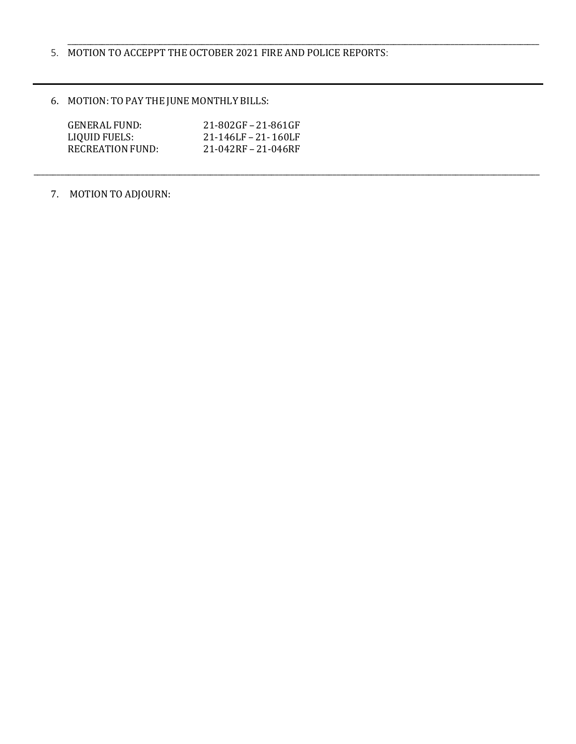5. MOTION TO ACCEPPT THE OCTOBER 2021 FIRE AND POLICE REPORTS:

---

6. MOTION: TO PAY THE JUNE MONTHLY BILLS:

| | |
|---|---|
| GENERAL FUND: | 21-802GF – 21-861GF |
| LIQUID FUELS: | 21-146LF – 21- 160LF |
| RECREATION FUND: | 21-042RF – 21-046RF |

---

7. MOTION TO ADJOURN: